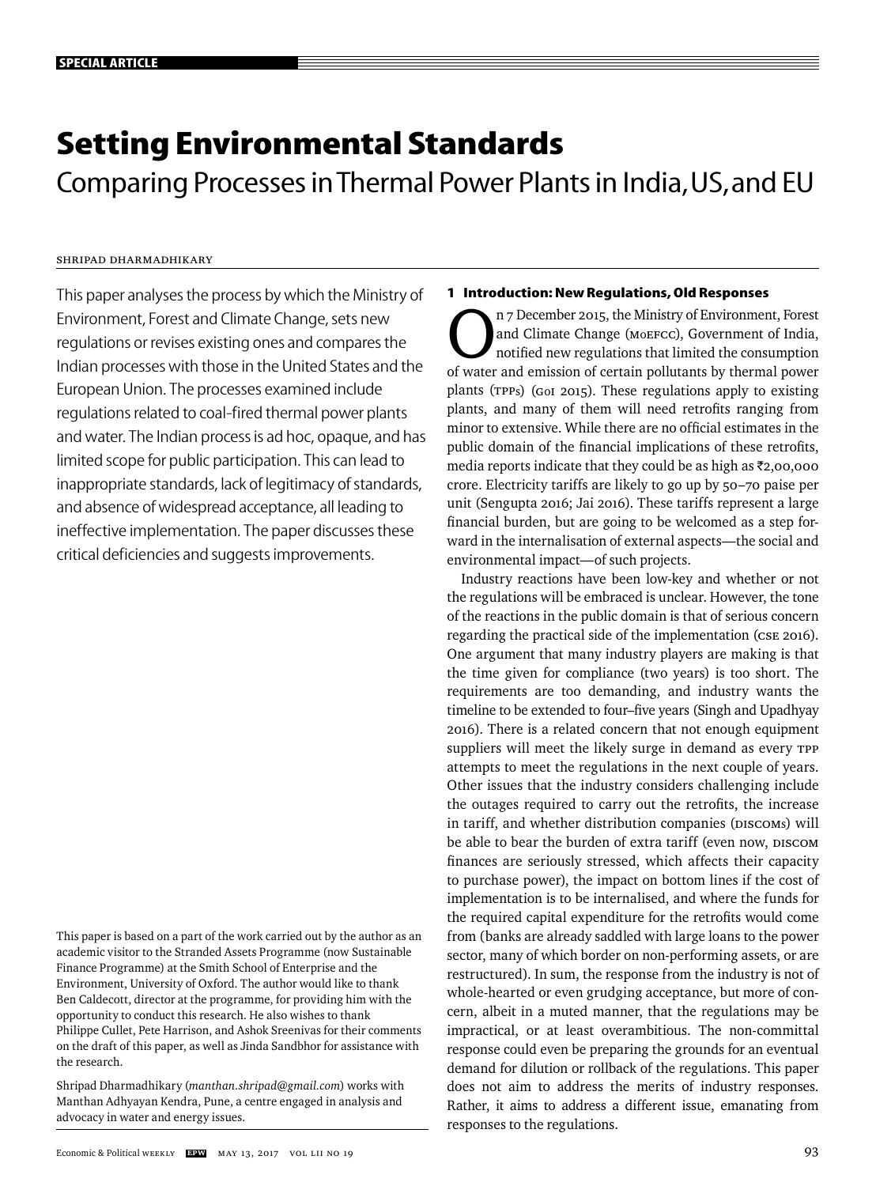SPECIAL ARTICLE

# Setting Environmental Standards

## Comparing Processes in Thermal Power Plants in India, US, and EU

SHRIPAD DHARMADHIKARY

This paper analyses the process by which the Ministry of Environment, Forest and Climate Change, sets new regulations or revises existing ones and compares the Indian processes with those in the United States and the European Union. The processes examined include regulations related to coal-fired thermal power plants and water. The Indian process is ad hoc, opaque, and has limited scope for public participation. This can lead to inappropriate standards, lack of legitimacy of standards, and absence of widespread acceptance, all leading to ineffective implementation. The paper discusses these critical deficiencies and suggests improvements.

This paper is based on a part of the work carried out by the author as an academic visitor to the Stranded Assets Programme (now Sustainable Finance Programme) at the Smith School of Enterprise and the Environment, University of Oxford. The author would like to thank Ben Caldecott, director at the programme, for providing him with the opportunity to conduct this research. He also wishes to thank Philippe Cullet, Pete Harrison, and Ashok Sreenivas for their comments on the draft of this paper, as well as Jinda Sandbhor for assistance with the research.

Shripad Dharmadhikary (*manthan.shripad@gmail.com*) works with Manthan Adhyayan Kendra, Pune, a centre engaged in analysis and advocacy in water and energy issues.

### 1 Introduction: New Regulations, Old Responses

On 7 December 2015, the Ministry of Environment, Forest and Climate Change (MoEFCC), Government of India, notified new regulations that limited the consumption of water and emission of certain pollutants by thermal power plants (TPPs) (GoI 2015). These regulations apply to existing plants, and many of them will need retrofits ranging from minor to extensive. While there are no official estimates in the public domain of the financial implications of these retrofits, media reports indicate that they could be as high as ₹2,00,000 crore. Electricity tariffs are likely to go up by 50–70 paise per unit (Sengupta 2016; Jai 2016). These tariffs represent a large financial burden, but are going to be welcomed as a step forward in the internalisation of external aspects—the social and environmental impact—of such projects.

Industry reactions have been low-key and whether or not the regulations will be embraced is unclear. However, the tone of the reactions in the public domain is that of serious concern regarding the practical side of the implementation (CSE 2016). One argument that many industry players are making is that the time given for compliance (two years) is too short. The requirements are too demanding, and industry wants the timeline to be extended to four–five years (Singh and Upadhyay 2016). There is a related concern that not enough equipment suppliers will meet the likely surge in demand as every TPP attempts to meet the regulations in the next couple of years. Other issues that the industry considers challenging include the outages required to carry out the retrofits, the increase in tariff, and whether distribution companies (DISCOMs) will be able to bear the burden of extra tariff (even now, DISCOM finances are seriously stressed, which affects their capacity to purchase power), the impact on bottom lines if the cost of implementation is to be internalised, and where the funds for the required capital expenditure for the retrofits would come from (banks are already saddled with large loans to the power sector, many of which border on non-performing assets, or are restructured). In sum, the response from the industry is not of whole-hearted or even grudging acceptance, but more of concern, albeit in a muted manner, that the regulations may be impractical, or at least overambitious. The non-committal response could even be preparing the grounds for an eventual demand for dilution or rollback of the regulations. This paper does not aim to address the merits of industry responses. Rather, it aims to address a different issue, emanating from responses to the regulations.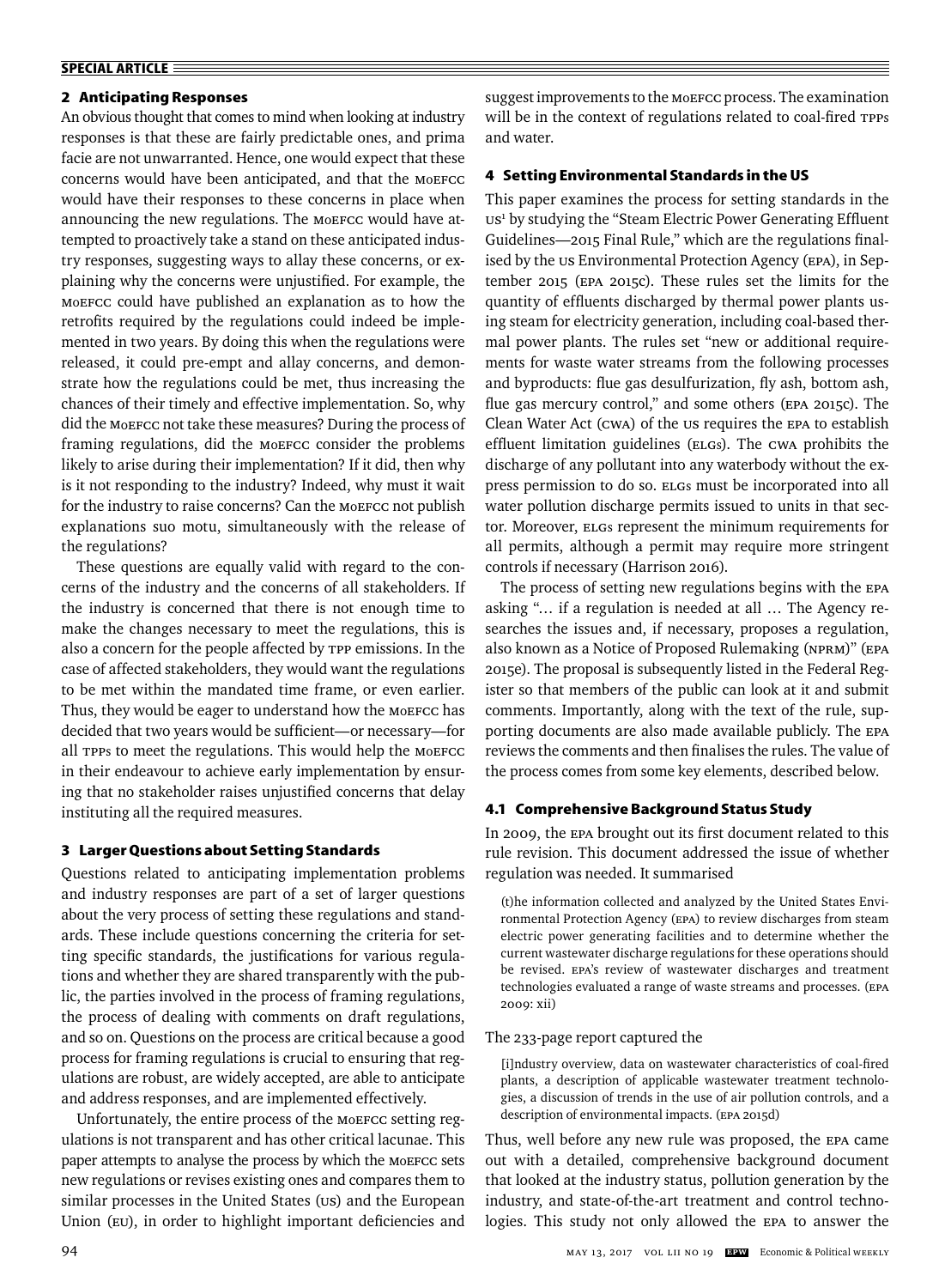## 2 Anticipating Responses

An obvious thought that comes to mind when looking at industry responses is that these are fairly predictable ones, and prima facie are not unwarranted. Hence, one would expect that these concerns would have been anticipated, and that the MoEFCC would have their responses to these concerns in place when announcing the new regulations. The MoEFCC would have attempted to proactively take a stand on these anticipated industry responses, suggesting ways to allay these concerns, or explaining why the concerns were unjustified. For example, the MoEFCC could have published an explanation as to how the retrofits required by the regulations could indeed be implemented in two years. By doing this when the regulations were released, it could pre-empt and allay concerns, and demonstrate how the regulations could be met, thus increasing the chances of their timely and effective implementation. So, why did the MoEFCC not take these measures? During the process of framing regulations, did the MoEFCC consider the problems likely to arise during their implementation? If it did, then why is it not responding to the industry? Indeed, why must it wait for the industry to raise concerns? Can the MoEFCC not publish explanations suo motu, simultaneously with the release of the regulations?

These questions are equally valid with regard to the concerns of the industry and the concerns of all stakeholders. If the industry is concerned that there is not enough time to make the changes necessary to meet the regulations, this is also a concern for the people affected by TPP emissions. In the case of affected stakeholders, they would want the regulations to be met within the mandated time frame, or even earlier. Thus, they would be eager to understand how the MoEFCC has decided that two years would be sufficient—or necessary—for all TPPs to meet the regulations. This would help the MoEFCC in their endeavour to achieve early implementation by ensuring that no stakeholder raises unjustified concerns that delay instituting all the required measures.

## 3 Larger Questions about Setting Standards

Questions related to anticipating implementation problems and industry responses are part of a set of larger questions about the very process of setting these regulations and standards. These include questions concerning the criteria for setting specific standards, the justifications for various regulations and whether they are shared transparently with the public, the parties involved in the process of framing regulations, the process of dealing with comments on draft regulations, and so on. Questions on the process are critical because a good process for framing regulations is crucial to ensuring that regulations are robust, are widely accepted, are able to anticipate and address responses, and are implemented effectively.

Unfortunately, the entire process of the MoEFCC setting regulations is not transparent and has other critical lacunae. This paper attempts to analyse the process by which the MoEFCC sets new regulations or revises existing ones and compares them to similar processes in the United States (US) and the European Union (EU), in order to highlight important deficiencies and suggest improvements to the MoEFCC process. The examination will be in the context of regulations related to coal-fired TPPs and water.

## 4 Setting Environmental Standards in the US

This paper examines the process for setting standards in the US[1] by studying the "Steam Electric Power Generating Effluent Guidelines—2015 Final Rule," which are the regulations finalised by the US Environmental Protection Agency (EPA), in September 2015 (EPA 2015c). These rules set the limits for the quantity of effluents discharged by thermal power plants using steam for electricity generation, including coal-based thermal power plants. The rules set "new or additional requirements for waste water streams from the following processes and byproducts: flue gas desulfurization, fly ash, bottom ash, flue gas mercury control," and some others (EPA 2015c). The Clean Water Act (CWA) of the US requires the EPA to establish effluent limitation guidelines (ELGs). The CWA prohibits the discharge of any pollutant into any waterbody without the express permission to do so. ELGs must be incorporated into all water pollution discharge permits issued to units in that sector. Moreover, ELGs represent the minimum requirements for all permits, although a permit may require more stringent controls if necessary (Harrison 2016).

The process of setting new regulations begins with the EPA asking "… if a regulation is needed at all … The Agency researches the issues and, if necessary, proposes a regulation, also known as a Notice of Proposed Rulemaking (NPRM)" (EPA 2015e). The proposal is subsequently listed in the Federal Register so that members of the public can look at it and submit comments. Importantly, along with the text of the rule, supporting documents are also made available publicly. The EPA reviews the comments and then finalises the rules. The value of the process comes from some key elements, described below.

### 4.1 Comprehensive Background Status Study

In 2009, the EPA brought out its first document related to this rule revision. This document addressed the issue of whether regulation was needed. It summarised

> (t)he information collected and analyzed by the United States Environmental Protection Agency (EPA) to review discharges from steam electric power generating facilities and to determine whether the current wastewater discharge regulations for these operations should be revised. EPA's review of wastewater discharges and treatment technologies evaluated a range of waste streams and processes. (EPA 2009: xii)

The 233-page report captured the

> [i]ndustry overview, data on wastewater characteristics of coal-fired plants, a description of applicable wastewater treatment technologies, a discussion of trends in the use of air pollution controls, and a description of environmental impacts. (EPA 2015d)

Thus, well before any new rule was proposed, the EPA came out with a detailed, comprehensive background document that looked at the industry status, pollution generation by the industry, and state-of-the-art treatment and control technologies. This study not only allowed the EPA to answer the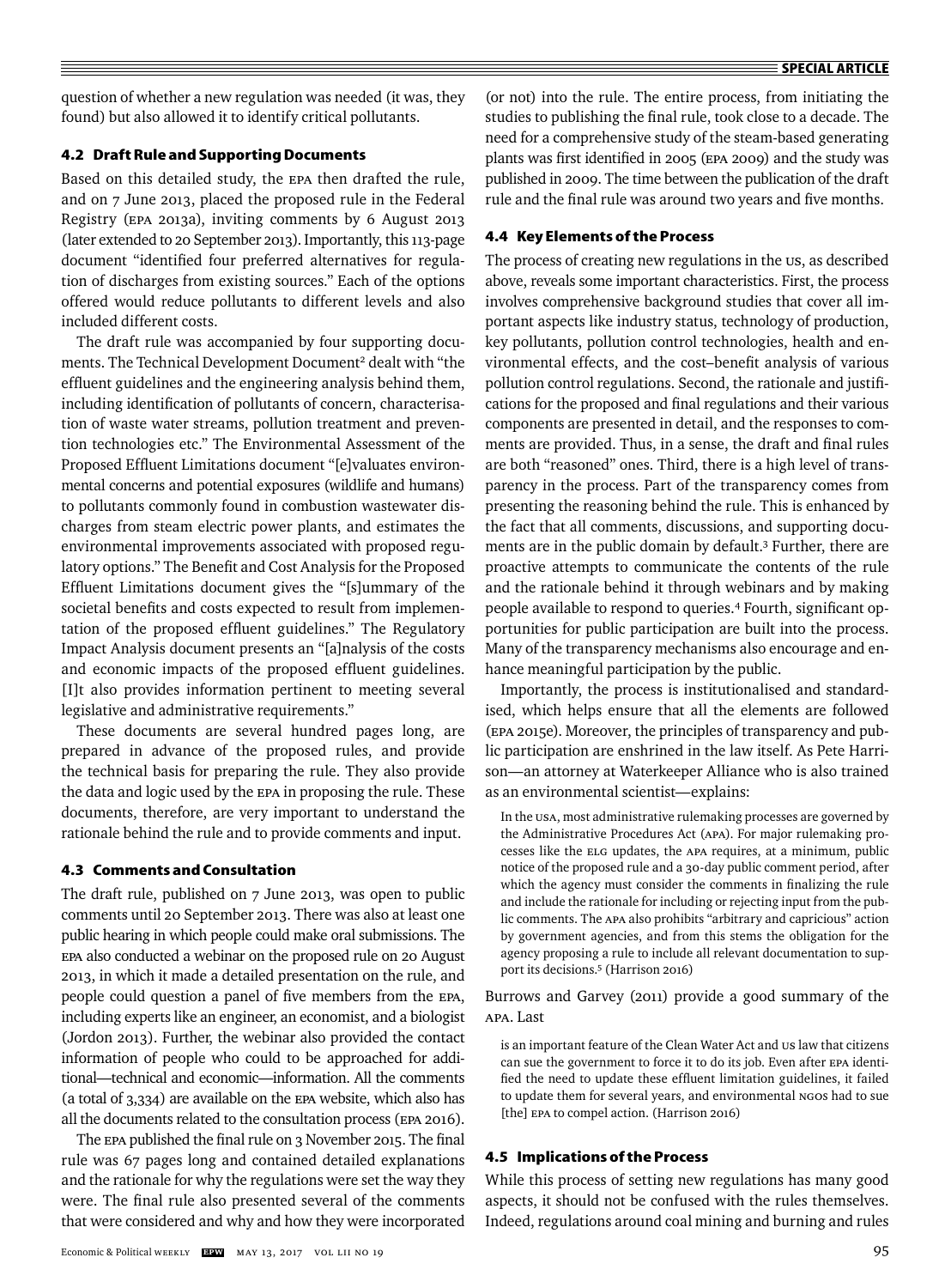question of whether a new regulation was needed (it was, they found) but also allowed it to identify critical pollutants.

### 4.2 Draft Rule and Supporting Documents

Based on this detailed study, the EPA then drafted the rule, and on 7 June 2013, placed the proposed rule in the Federal Registry (EPA 2013a), inviting comments by 6 August 2013 (later extended to 20 September 2013). Importantly, this 113-page document "identified four preferred alternatives for regulation of discharges from existing sources." Each of the options offered would reduce pollutants to different levels and also included different costs.

The draft rule was accompanied by four supporting documents. The Technical Development Document[2] dealt with "the effluent guidelines and the engineering analysis behind them, including identification of pollutants of concern, characterisation of waste water streams, pollution treatment and prevention technologies etc." The Environmental Assessment of the Proposed Effluent Limitations document "[e]valuates environmental concerns and potential exposures (wildlife and humans) to pollutants commonly found in combustion wastewater discharges from steam electric power plants, and estimates the environmental improvements associated with proposed regulatory options." The Benefit and Cost Analysis for the Proposed Effluent Limitations document gives the "[s]ummary of the societal benefits and costs expected to result from implementation of the proposed effluent guidelines." The Regulatory Impact Analysis document presents an "[a]nalysis of the costs and economic impacts of the proposed effluent guidelines. [I]t also provides information pertinent to meeting several legislative and administrative requirements."

These documents are several hundred pages long, are prepared in advance of the proposed rules, and provide the technical basis for preparing the rule. They also provide the data and logic used by the EPA in proposing the rule. These documents, therefore, are very important to understand the rationale behind the rule and to provide comments and input.

### 4.3 Comments and Consultation

The draft rule, published on 7 June 2013, was open to public comments until 20 September 2013. There was also at least one public hearing in which people could make oral submissions. The EPA also conducted a webinar on the proposed rule on 20 August 2013, in which it made a detailed presentation on the rule, and people could question a panel of five members from the EPA, including experts like an engineer, an economist, and a biologist (Jordon 2013). Further, the webinar also provided the contact information of people who could to be approached for additional—technical and economic—information. All the comments (a total of 3,334) are available on the EPA website, which also has all the documents related to the consultation process (EPA 2016).

The EPA published the final rule on 3 November 2015. The final rule was 67 pages long and contained detailed explanations and the rationale for why the regulations were set the way they were. The final rule also presented several of the comments that were considered and why and how they were incorporated (or not) into the rule. The entire process, from initiating the studies to publishing the final rule, took close to a decade. The need for a comprehensive study of the steam-based generating plants was first identified in 2005 (EPA 2009) and the study was published in 2009. The time between the publication of the draft rule and the final rule was around two years and five months.

### 4.4 Key Elements of the Process

The process of creating new regulations in the US, as described above, reveals some important characteristics. First, the process involves comprehensive background studies that cover all important aspects like industry status, technology of production, key pollutants, pollution control technologies, health and environmental effects, and the cost–benefit analysis of various pollution control regulations. Second, the rationale and justifications for the proposed and final regulations and their various components are presented in detail, and the responses to comments are provided. Thus, in a sense, the draft and final rules are both "reasoned" ones. Third, there is a high level of transparency in the process. Part of the transparency comes from presenting the reasoning behind the rule. This is enhanced by the fact that all comments, discussions, and supporting documents are in the public domain by default.[3] Further, there are proactive attempts to communicate the contents of the rule and the rationale behind it through webinars and by making people available to respond to queries.[4] Fourth, significant opportunities for public participation are built into the process. Many of the transparency mechanisms also encourage and enhance meaningful participation by the public.

Importantly, the process is institutionalised and standardised, which helps ensure that all the elements are followed (EPA 2015e). Moreover, the principles of transparency and public participation are enshrined in the law itself. As Pete Harrison—an attorney at Waterkeeper Alliance who is also trained as an environmental scientist—explains:

> In the USA, most administrative rulemaking processes are governed by the Administrative Procedures Act (APA). For major rulemaking processes like the ELG updates, the APA requires, at a minimum, public notice of the proposed rule and a 30-day public comment period, after which the agency must consider the comments in finalizing the rule and include the rationale for including or rejecting input from the public comments. The APA also prohibits "arbitrary and capricious" action by government agencies, and from this stems the obligation for the agency proposing a rule to include all relevant documentation to support its decisions.[5] (Harrison 2016)

Burrows and Garvey (2011) provide a good summary of the APA. Last

> is an important feature of the Clean Water Act and US law that citizens can sue the government to force it to do its job. Even after EPA identified the need to update these effluent limitation guidelines, it failed to update them for several years, and environmental NGOs had to sue [the] EPA to compel action. (Harrison 2016)

### 4.5 Implications of the Process

While this process of setting new regulations has many good aspects, it should not be confused with the rules themselves. Indeed, regulations around coal mining and burning and rules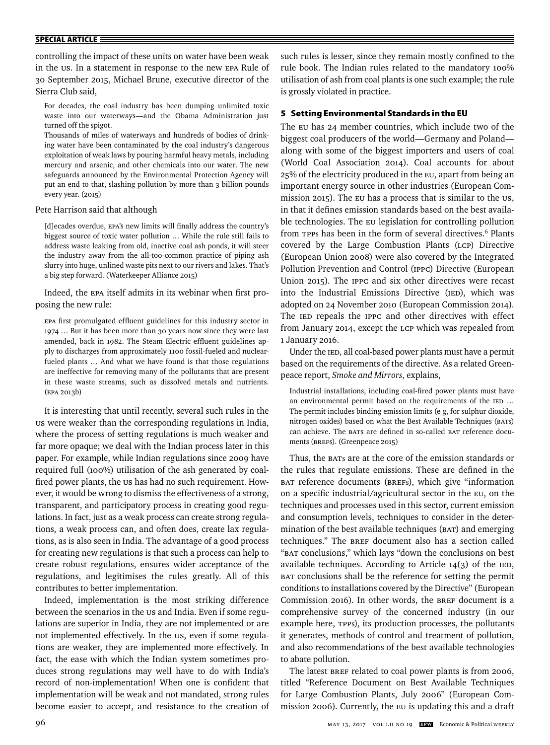controlling the impact of these units on water have been weak in the US. In a statement in response to the new EPA Rule of 30 September 2015, Michael Brune, executive director of the Sierra Club said,

> For decades, the coal industry has been dumping unlimited toxic waste into our waterways—and the Obama Administration just turned off the spigot.
>
> Thousands of miles of waterways and hundreds of bodies of drinking water have been contaminated by the coal industry's dangerous exploitation of weak laws by pouring harmful heavy metals, including mercury and arsenic, and other chemicals into our water. The new safeguards announced by the Environmental Protection Agency will put an end to that, slashing pollution by more than 3 billion pounds every year. (2015)

Pete Harrison said that although

> [d]ecades overdue, EPA's new limits will finally address the country's biggest source of toxic water pollution … While the rule still fails to address waste leaking from old, inactive coal ash ponds, it will steer the industry away from the all-too-common practice of piping ash slurry into huge, unlined waste pits next to our rivers and lakes. That's a big step forward. (Waterkeeper Alliance 2015)

Indeed, the EPA itself admits in its webinar when first proposing the new rule:

> EPA first promulgated effluent guidelines for this industry sector in 1974 … But it has been more than 30 years now since they were last amended, back in 1982. The Steam Electric effluent guidelines apply to discharges from approximately 1100 fossil-fueled and nuclear-fueled plants … And what we have found is that those regulations are ineffective for removing many of the pollutants that are present in these waste streams, such as dissolved metals and nutrients. (EPA 2013b)

It is interesting that until recently, several such rules in the US were weaker than the corresponding regulations in India, where the process of setting regulations is much weaker and far more opaque; we deal with the Indian process later in this paper. For example, while Indian regulations since 2009 have required full (100%) utilisation of the ash generated by coal-fired power plants, the US has had no such requirement. However, it would be wrong to dismiss the effectiveness of a strong, transparent, and participatory process in creating good regulations. In fact, just as a weak process can create strong regulations, a weak process can, and often does, create lax regulations, as is also seen in India. The advantage of a good process for creating new regulations is that such a process can help to create robust regulations, ensures wider acceptance of the regulations, and legitimises the rules greatly. All of this contributes to better implementation.

Indeed, implementation is the most striking difference between the scenarios in the US and India. Even if some regulations are superior in India, they are not implemented or are not implemented effectively. In the US, even if some regulations are weaker, they are implemented more effectively. In fact, the ease with which the Indian system sometimes produces strong regulations may well have to do with India's record of non-implementation! When one is confident that implementation will be weak and not mandated, strong rules become easier to accept, and resistance to the creation of such rules is lesser, since they remain mostly confined to the rule book. The Indian rules related to the mandatory 100% utilisation of ash from coal plants is one such example; the rule is grossly violated in practice.

## 5 Setting Environmental Standards in the EU

The EU has 24 member countries, which include two of the biggest coal producers of the world—Germany and Poland—along with some of the biggest importers and users of coal (World Coal Association 2014). Coal accounts for about 25% of the electricity produced in the EU, apart from being an important energy source in other industries (European Commission 2015). The EU has a process that is similar to the US, in that it defines emission standards based on the best available technologies. The EU legislation for controlling pollution from TPPs has been in the form of several directives.[6] Plants covered by the Large Combustion Plants (LCP) Directive (European Union 2008) were also covered by the Integrated Pollution Prevention and Control (IPPC) Directive (European Union 2015). The IPPC and six other directives were recast into the Industrial Emissions Directive (IED), which was adopted on 24 November 2010 (European Commission 2014). The IED repeals the IPPC and other directives with effect from January 2014, except the LCP which was repealed from 1 January 2016.

Under the IED, all coal-based power plants must have a permit based on the requirements of the directive. As a related Greenpeace report, *Smoke and Mirrors*, explains,

> Industrial installations, including coal-fired power plants must have an environmental permit based on the requirements of the IED … The permit includes binding emission limits (e g, for sulphur dioxide, nitrogen oxides) based on what the Best Available Techniques (BATs) can achieve. The BATs are defined in so-called BAT reference documents (BREFs). (Greenpeace 2015)

Thus, the BATs are at the core of the emission standards or the rules that regulate emissions. These are defined in the BAT reference documents (BREFs), which give "information on a specific industrial/agricultural sector in the EU, on the techniques and processes used in this sector, current emission and consumption levels, techniques to consider in the determination of the best available techniques (BAT) and emerging techniques." The BREF document also has a section called "BAT conclusions," which lays "down the conclusions on best available techniques. According to Article 14(3) of the IED, BAT conclusions shall be the reference for setting the permit conditions to installations covered by the Directive" (European Commission 2016). In other words, the BREF document is a comprehensive survey of the concerned industry (in our example here, TPPs), its production processes, the pollutants it generates, methods of control and treatment of pollution, and also recommendations of the best available technologies to abate pollution.

The latest BREF related to coal power plants is from 2006, titled "Reference Document on Best Available Techniques for Large Combustion Plants, July 2006" (European Commission 2006). Currently, the EU is updating this and a draft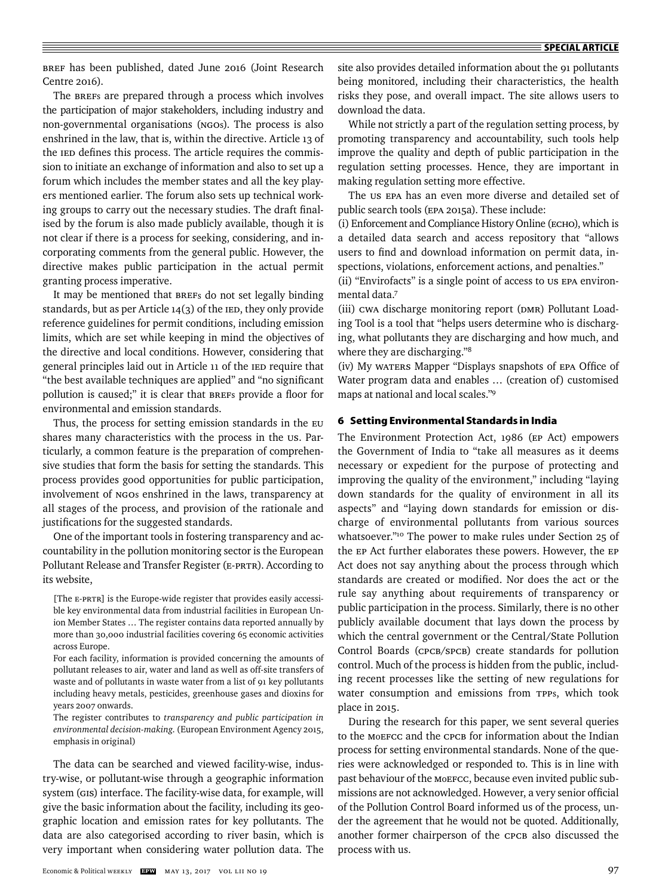BREF has been published, dated June 2016 (Joint Research Centre 2016).

The BREFs are prepared through a process which involves the participation of major stakeholders, including industry and non-governmental organisations (NGOs). The process is also enshrined in the law, that is, within the directive. Article 13 of the IED defines this process. The article requires the commission to initiate an exchange of information and also to set up a forum which includes the member states and all the key players mentioned earlier. The forum also sets up technical working groups to carry out the necessary studies. The draft finalised by the forum is also made publicly available, though it is not clear if there is a process for seeking, considering, and incorporating comments from the general public. However, the directive makes public participation in the actual permit granting process imperative.

It may be mentioned that BREFs do not set legally binding standards, but as per Article 14(3) of the IED, they only provide reference guidelines for permit conditions, including emission limits, which are set while keeping in mind the objectives of the directive and local conditions. However, considering that general principles laid out in Article 11 of the IED require that "the best available techniques are applied" and "no significant pollution is caused;" it is clear that BREFs provide a floor for environmental and emission standards.

Thus, the process for setting emission standards in the EU shares many characteristics with the process in the US. Particularly, a common feature is the preparation of comprehensive studies that form the basis for setting the standards. This process provides good opportunities for public participation, involvement of NGOs enshrined in the laws, transparency at all stages of the process, and provision of the rationale and justifications for the suggested standards.

One of the important tools in fostering transparency and accountability in the pollution monitoring sector is the European Pollutant Release and Transfer Register (E-PRTR). According to its website,

> [The E-PRTR] is the Europe-wide register that provides easily accessible key environmental data from industrial facilities in European Union Member States ... The register contains data reported annually by more than 30,000 industrial facilities covering 65 economic activities across Europe.
>
> For each facility, information is provided concerning the amounts of pollutant releases to air, water and land as well as off-site transfers of waste and of pollutants in waste water from a list of 91 key pollutants including heavy metals, pesticides, greenhouse gases and dioxins for years 2007 onwards.
>
> The register contributes to *transparency and public participation in environmental decision-making.* (European Environment Agency 2015, emphasis in original)

The data can be searched and viewed facility-wise, industry-wise, or pollutant-wise through a geographic information system (GIS) interface. The facility-wise data, for example, will give the basic information about the facility, including its geographic location and emission rates for key pollutants. The data are also categorised according to river basin, which is very important when considering water pollution data. The site also provides detailed information about the 91 pollutants being monitored, including their characteristics, the health risks they pose, and overall impact. The site allows users to download the data.

While not strictly a part of the regulation setting process, by promoting transparency and accountability, such tools help improve the quality and depth of public participation in the regulation setting processes. Hence, they are important in making regulation setting more effective.

The US EPA has an even more diverse and detailed set of public search tools (EPA 2015a). These include:

(i) Enforcement and Compliance History Online (ECHO), which is a detailed data search and access repository that "allows users to find and download information on permit data, inspections, violations, enforcement actions, and penalties."

(ii) "Envirofacts" is a single point of access to US EPA environmental data.[7]

(iii) CWA discharge monitoring report (DMR) Pollutant Loading Tool is a tool that "helps users determine who is discharging, what pollutants they are discharging and how much, and where they are discharging."[8]

(iv) My WATERS Mapper "Displays snapshots of EPA Office of Water program data and enables ... (creation of) customised maps at national and local scales."[9]

## 6 Setting Environmental Standards in India

The Environment Protection Act, 1986 (EP Act) empowers the Government of India to "take all measures as it deems necessary or expedient for the purpose of protecting and improving the quality of the environment," including "laying down standards for the quality of environment in all its aspects" and "laying down standards for emission or discharge of environmental pollutants from various sources whatsoever."[10] The power to make rules under Section 25 of the EP Act further elaborates these powers. However, the EP Act does not say anything about the process through which standards are created or modified. Nor does the act or the rule say anything about requirements of transparency or public participation in the process. Similarly, there is no other publicly available document that lays down the process by which the central government or the Central/State Pollution Control Boards (CPCB/SPCB) create standards for pollution control. Much of the process is hidden from the public, including recent processes like the setting of new regulations for water consumption and emissions from TPPs, which took place in 2015.

During the research for this paper, we sent several queries to the MoEFCC and the CPCB for information about the Indian process for setting environmental standards. None of the queries were acknowledged or responded to. This is in line with past behaviour of the MoEFCC, because even invited public submissions are not acknowledged. However, a very senior official of the Pollution Control Board informed us of the process, under the agreement that he would not be quoted. Additionally, another former chairperson of the CPCB also discussed the process with us.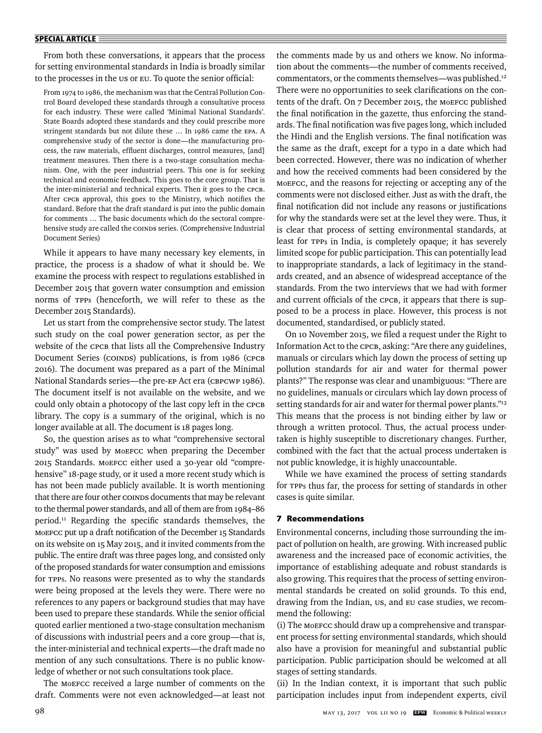From both these conversations, it appears that the process for setting environmental standards in India is broadly similar to the processes in the US or EU. To quote the senior official:

> From 1974 to 1986, the mechanism was that the Central Pollution Control Board developed these standards through a consultative process for each industry. These were called 'Minimal National Standards'. State Boards adopted these standards and they could prescribe more stringent standards but not dilute these … In 1986 came the EPA. A comprehensive study of the sector is done—the manufacturing process, the raw materials, effluent discharges, control measures, [and] treatment measures. Then there is a two-stage consultation mechanism. One, with the peer industrial peers. This one is for seeking technical and economic feedback. This goes to the core group. That is the inter-ministerial and technical experts. Then it goes to the CPCB. After CPCB approval, this goes to the Ministry, which notifies the standard. Before that the draft standard is put into the public domain for comments … The basic documents which do the sectoral comprehensive study are called the COINDS series. (Comprehensive Industrial Document Series)

While it appears to have many necessary key elements, in practice, the process is a shadow of what it should be. We examine the process with respect to regulations established in December 2015 that govern water consumption and emission norms of TPPs (henceforth, we will refer to these as the December 2015 Standards).

Let us start from the comprehensive sector study. The latest such study on the coal power generation sector, as per the website of the CPCB that lists all the Comprehensive Industry Document Series (COINDS) publications, is from 1986 (CPCB 2016). The document was prepared as a part of the Minimal National Standards series—the pre-EP Act era (CBPCWP 1986). The document itself is not available on the website, and we could only obtain a photocopy of the last copy left in the CPCB library. The copy is a summary of the original, which is no longer available at all. The document is 18 pages long.

So, the question arises as to what "comprehensive sectoral study" was used by MoEFCC when preparing the December 2015 Standards. MoEFCC either used a 30-year old "comprehensive" 18-page study, or it used a more recent study which is has not been made publicly available. It is worth mentioning that there are four other COINDS documents that may be relevant to the thermal power standards, and all of them are from 1984–86 period.[11] Regarding the specific standards themselves, the MoEFCC put up a draft notification of the December 15 Standards on its website on 15 May 2015, and it invited comments from the public. The entire draft was three pages long, and consisted only of the proposed standards for water consumption and emissions for TPPs. No reasons were presented as to why the standards were being proposed at the levels they were. There were no references to any papers or background studies that may have been used to prepare these standards. While the senior official quoted earlier mentioned a two-stage consultation mechanism of discussions with industrial peers and a core group—that is, the inter-ministerial and technical experts—the draft made no mention of any such consultations. There is no public knowledge of whether or not such consultations took place.

The MoEFCC received a large number of comments on the draft. Comments were not even acknowledged—at least not the comments made by us and others we know. No information about the comments—the number of comments received, commentators, or the comments themselves—was published.[12] There were no opportunities to seek clarifications on the contents of the draft. On 7 December 2015, the MoEFCC published the final notification in the gazette, thus enforcing the standards. The final notification was five pages long, which included the Hindi and the English versions. The final notification was the same as the draft, except for a typo in a date which had been corrected. However, there was no indication of whether and how the received comments had been considered by the MoEFCC, and the reasons for rejecting or accepting any of the comments were not disclosed either. Just as with the draft, the final notification did not include any reasons or justifications for why the standards were set at the level they were. Thus, it is clear that process of setting environmental standards, at least for TPPs in India, is completely opaque; it has severely limited scope for public participation. This can potentially lead to inappropriate standards, a lack of legitimacy in the standards created, and an absence of widespread acceptance of the standards. From the two interviews that we had with former and current officials of the CPCB, it appears that there is supposed to be a process in place. However, this process is not documented, standardised, or publicly stated.

On 10 November 2015, we filed a request under the Right to Information Act to the CPCB, asking: "Are there any guidelines, manuals or circulars which lay down the process of setting up pollution standards for air and water for thermal power plants?" The response was clear and unambiguous: "There are no guidelines, manuals or circulars which lay down process of setting standards for air and water for thermal power plants."[13] This means that the process is not binding either by law or through a written protocol. Thus, the actual process undertaken is highly susceptible to discretionary changes. Further, combined with the fact that the actual process undertaken is not public knowledge, it is highly unaccountable.

While we have examined the process of setting standards for TPPs thus far, the process for setting of standards in other cases is quite similar.

## 7 Recommendations

Environmental concerns, including those surrounding the impact of pollution on health, are growing. With increased public awareness and the increased pace of economic activities, the importance of establishing adequate and robust standards is also growing. This requires that the process of setting environmental standards be created on solid grounds. To this end, drawing from the Indian, US, and EU case studies, we recommend the following:

(i) The MoEFCC should draw up a comprehensive and transparent process for setting environmental standards, which should also have a provision for meaningful and substantial public participation. Public participation should be welcomed at all stages of setting standards.

(ii) In the Indian context, it is important that such public participation includes input from independent experts, civil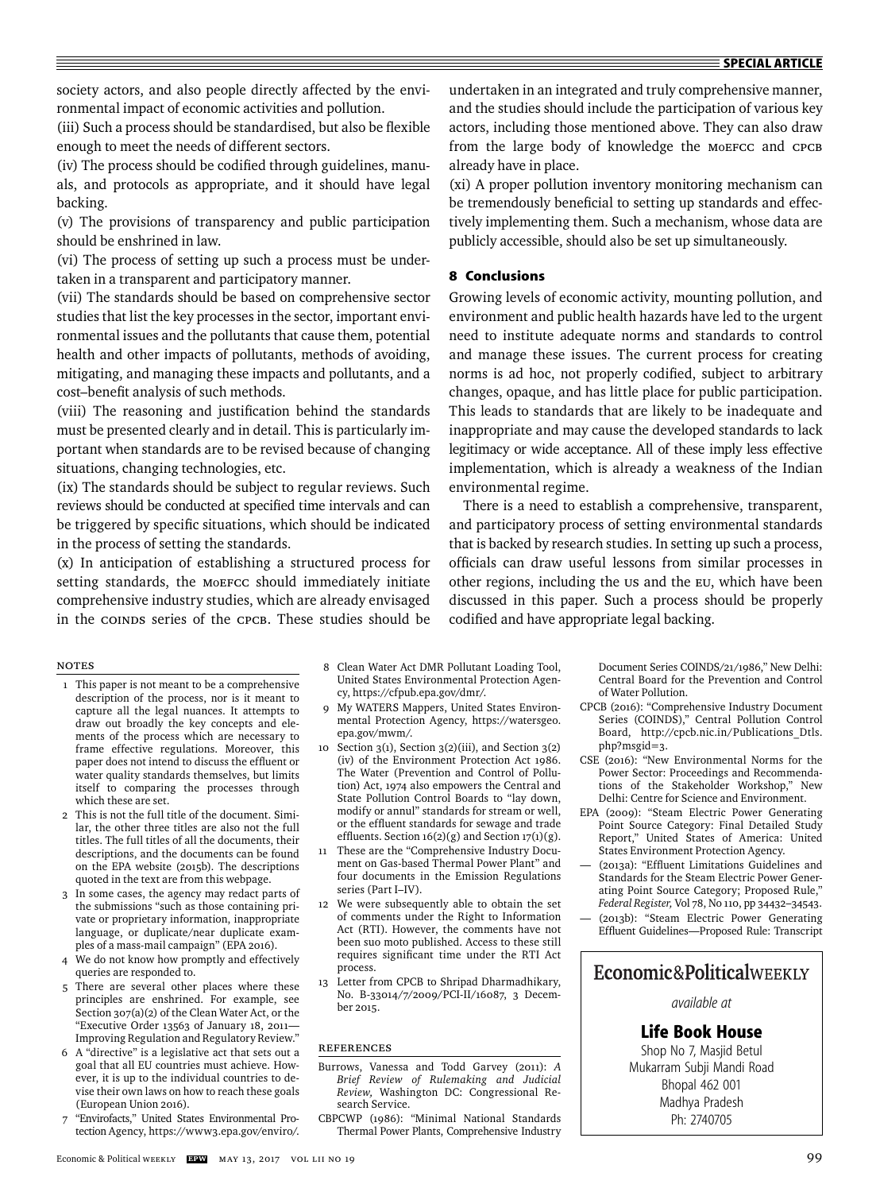society actors, and also people directly affected by the environmental impact of economic activities and pollution.

(iii) Such a process should be standardised, but also be flexible enough to meet the needs of different sectors.

(iv) The process should be codified through guidelines, manuals, and protocols as appropriate, and it should have legal backing.

(v) The provisions of transparency and public participation should be enshrined in law.

(vi) The process of setting up such a process must be undertaken in a transparent and participatory manner.

(vii) The standards should be based on comprehensive sector studies that list the key processes in the sector, important environmental issues and the pollutants that cause them, potential health and other impacts of pollutants, methods of avoiding, mitigating, and managing these impacts and pollutants, and a cost–benefit analysis of such methods.

(viii) The reasoning and justification behind the standards must be presented clearly and in detail. This is particularly important when standards are to be revised because of changing situations, changing technologies, etc.

(ix) The standards should be subject to regular reviews. Such reviews should be conducted at specified time intervals and can be triggered by specific situations, which should be indicated in the process of setting the standards.

(x) In anticipation of establishing a structured process for setting standards, the MoEFCC should immediately initiate comprehensive industry studies, which are already envisaged in the COINDS series of the CPCB. These studies should be undertaken in an integrated and truly comprehensive manner, and the studies should include the participation of various key actors, including those mentioned above. They can also draw from the large body of knowledge the MoEFCC and CPCB already have in place.

(xi) A proper pollution inventory monitoring mechanism can be tremendously beneficial to setting up standards and effectively implementing them. Such a mechanism, whose data are publicly accessible, should also be set up simultaneously.

## 8 Conclusions

Growing levels of economic activity, mounting pollution, and environment and public health hazards have led to the urgent need to institute adequate norms and standards to control and manage these issues. The current process for creating norms is ad hoc, not properly codified, subject to arbitrary changes, opaque, and has little place for public participation. This leads to standards that are likely to be inadequate and inappropriate and may cause the developed standards to lack legitimacy or wide acceptance. All of these imply less effective implementation, which is already a weakness of the Indian environmental regime.

There is a need to establish a comprehensive, transparent, and participatory process of setting environmental standards that is backed by research studies. In setting up such a process, officials can draw useful lessons from similar processes in other regions, including the US and the EU, which have been discussed in this paper. Such a process should be properly codified and have appropriate legal backing.

### Notes

1 This paper is not meant to be a comprehensive description of the process, nor is it meant to capture all the legal nuances. It attempts to draw out broadly the key concepts and elements of the process which are necessary to frame effective regulations. Moreover, this paper does not intend to discuss the effluent or water quality standards themselves, but limits itself to comparing the processes through which these are set.

2 This is not the full title of the document. Similar, the other three titles are also not the full titles. The full titles of all the documents, their descriptions, and the documents can be found on the EPA website (2015b). The descriptions quoted in the text are from this webpage.

3 In some cases, the agency may redact parts of the submissions "such as those containing private or proprietary information, inappropriate language, or duplicate/near duplicate examples of a mass-mail campaign" (EPA 2016).

4 We do not know how promptly and effectively queries are responded to.

5 There are several other places where these principles are enshrined. For example, see Section 307(a)(2) of the Clean Water Act, or the "Executive Order 13563 of January 18, 2011—Improving Regulation and Regulatory Review."

6 A "directive" is a legislative act that sets out a goal that all EU countries must achieve. However, it is up to the individual countries to devise their own laws on how to reach these goals (European Union 2016).

7 "Envirofacts," United States Environmental Protection Agency, https://www3.epa.gov/enviro/.

8 Clean Water Act DMR Pollutant Loading Tool, United States Environmental Protection Agency, https://cfpub.epa.gov/dmr/.

9 My WATERS Mappers, United States Environmental Protection Agency, https://watersgeo.epa.gov/mwm/.

10 Section 3(1), Section 3(2)(iii), and Section 3(2)(iv) of the Environment Protection Act 1986. The Water (Prevention and Control of Pollution) Act, 1974 also empowers the Central and State Pollution Control Boards to "lay down, modify or annul" standards for stream or well, or the effluent standards for sewage and trade effluents. Section 16(2)(g) and Section 17(1)(g).

11 These are the "Comprehensive Industry Document on Gas-based Thermal Power Plant" and four documents in the Emission Regulations series (Part I–IV).

12 We were subsequently able to obtain the set of comments under the Right to Information Act (RTI). However, the comments have not been suo moto published. Access to these still requires significant time under the RTI Act process.

13 Letter from CPCB to Shripad Dharmadhikary, No. B-33014/7/2009/PCI-II/16087, 3 December 2015.

### References

Burrows, Vanessa and Todd Garvey (2011): *A Brief Review of Rulemaking and Judicial Review,* Washington DC: Congressional Research Service.

CBPCWP (1986): "Minimal National Standards Thermal Power Plants, Comprehensive Industry Document Series COINDS/21/1986," New Delhi: Central Board for the Prevention and Control of Water Pollution.

CPCB (2016): "Comprehensive Industry Document Series (COINDS)," Central Pollution Control Board, http://cpcb.nic.in/Publications_Dtls.php?msgid=3.

CSE (2016): "New Environmental Norms for the Power Sector: Proceedings and Recommendations of the Stakeholder Workshop," New Delhi: Centre for Science and Environment.

EPA (2009): "Steam Electric Power Generating Point Source Category: Final Detailed Study Report," United States of America: United States Environment Protection Agency.

— (2013a): "Effluent Limitations Guidelines and Standards for the Steam Electric Power Generating Point Source Category; Proposed Rule," *Federal Register,* Vol 78, No 110, pp 34432–34543.

— (2013b): "Steam Electric Power Generating Effluent Guidelines—Proposed Rule: Transcript

**Economic&PoliticalWEEKLY**
*available at*
**Life Book House**
Shop No 7, Masjid Betul
Mukarram Subji Mandi Road
Bhopal 462 001
Madhya Pradesh
Ph: 2740705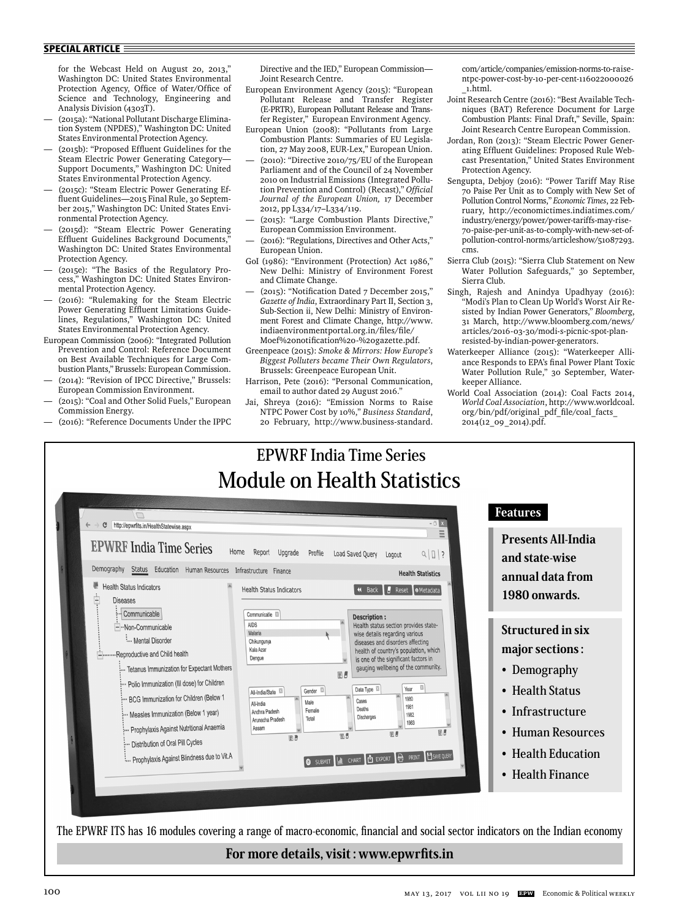for the Webcast Held on August 20, 2013," Washington DC: United States Environmental Protection Agency, Office of Water/Office of Science and Technology, Engineering and Analysis Division (4303T).

— (2015a): "National Pollutant Discharge Elimination System (NPDES)," Washington DC: United States Environmental Protection Agency.

— (2015b): "Proposed Effluent Guidelines for the Steam Electric Power Generating Category—Support Documents," Washington DC: United States Environmental Protection Agency.

— (2015c): "Steam Electric Power Generating Effluent Guidelines—2015 Final Rule, 30 September 2015," Washington DC: United States Environmental Protection Agency.

— (2015d): "Steam Electric Power Generating Effluent Guidelines Background Documents," Washington DC: United States Environmental Protection Agency.

— (2015e): "The Basics of the Regulatory Process," Washington DC: United States Environmental Protection Agency.

— (2016): "Rulemaking for the Steam Electric Power Generating Effluent Limitations Guidelines, Regulations," Washington DC: United States Environmental Protection Agency.

European Commission (2006): "Integrated Pollution Prevention and Control: Reference Document on Best Available Techniques for Large Combustion Plants," Brussels: European Commission.

— (2014): "Revision of IPCC Directive," Brussels: European Commission Environment.

— (2015): "Coal and Other Solid Fuels," European Commission Energy.

— (2016): "Reference Documents Under the IPPC Directive and the IED," European Commission—Joint Research Centre.

European Environment Agency (2015): "European Pollutant Release and Transfer Register (E-PRTR), European Pollutant Release and Transfer Register," European Environment Agency.

European Union (2008): "Pollutants from Large Combustion Plants: Summaries of EU Legislation, 27 May 2008, EUR-Lex," European Union.

— (2010): "Directive 2010/75/EU of the European Parliament and of the Council of 24 November 2010 on Industrial Emissions (Integrated Pollution Prevention and Control) (Recast)," *Official Journal of the European Union,* 17 December 2012, pp L334/17–L334/119.

— (2015): "Large Combustion Plants Directive," European Commission Environment.

— (2016): "Regulations, Directives and Other Acts," European Union.

GoI (1986): "Environment (Protection) Act 1986," New Delhi: Ministry of Environment Forest and Climate Change.

— (2015): "Notification Dated 7 December 2015," *Gazette of India*, Extraordinary Part II, Section 3, Sub-Section ii, New Delhi: Ministry of Environment Forest and Climate Change, http://www.indiaenvironmentportal.org.in/files/file/Moef%20notification%20-%20gazette.pdf.

Greenpeace (2015): *Smoke & Mirrors: How Europe's Biggest Polluters became Their Own Regulators*, Brussels: Greenpeace European Unit.

Harrison, Pete (2016): "Personal Communication, email to author dated 29 August 2016."

Jai, Shreya (2016): "Emission Norms to Raise NTPC Power Cost by 10%," *Business Standard*, 20 February, http://www.business-standard.com/article/companies/emission-norms-to-raise-ntpc-power-cost-by-10-per-cent-116022000026_1.html.

Joint Research Centre (2016): "Best Available Techniques (BAT) Reference Document for Large Combustion Plants: Final Draft," Seville, Spain: Joint Research Centre European Commission.

Jordan, Ron (2013): "Steam Electric Power Generating Effluent Guidelines: Proposed Rule Webcast Presentation," United States Environment Protection Agency.

Sengupta, Debjoy (2016): "Power Tariff May Rise 70 Paise Per Unit as to Comply with New Set of Pollution Control Norms," *Economic Times*, 22 February, http://economictimes.indiatimes.com/industry/energy/power/power-tariffs-may-rise-70-paise-per-unit-as-to-comply-with-new-set-of-pollution-control-norms/articleshow/51087293.cms.

Sierra Club (2015): "Sierra Club Statement on New Water Pollution Safeguards," 30 September, Sierra Club.

Singh, Rajesh and Anindya Upadhyay (2016): "Modi's Plan to Clean Up World's Worst Air Resisted by Indian Power Generators," *Bloomberg*, 31 March, http://www.bloomberg.com/news/articles/2016-03-30/modi-s-picnic-spot-plan-resisted-by-indian-power-generators.

Waterkeeper Alliance (2015): "Waterkeeper Alliance Responds to EPA's final Power Plant Toxic Water Pollution Rule," 30 September, Waterkeeper Alliance.

World Coal Association (2014): Coal Facts 2014, *World Coal Association*, http://www.worldcoal.org/bin/pdf/original_pdf_file/coal_facts_2014(12_09_2014).pdf.

EPWRF India Time Series

# Module on Health Statistics

**Features**

**Presents All-India and state-wise annual data from 1980 onwards.**

**Structured in six major sections:**

- Demography
- Health Status
- Infrastructure
- Human Resources
- Health Education
- Health Finance

The EPWRF ITS has 16 modules covering a range of macro-economic, financial and social sector indicators on the Indian economy

**For more details, visit : www.epwrfits.in**